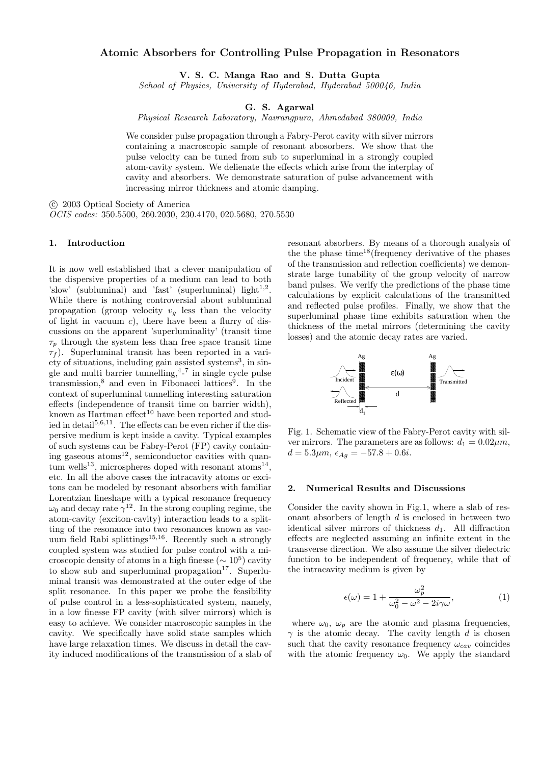# Atomic Absorbers for Controlling Pulse Propagation in Resonators

**V. S. C. Manga Rao and S. Dutta Gupta**

*School of Physics, University of Hyderabad, Hyderabad 500046, India*

**G. S. Agarwal**

*Physical Research Laboratory, Navrangpura, Ahmedabad 380009, India*

We consider pulse propagation through a Fabry-Perot cavity with silver mirrors containing a macroscopic sample of resonant abosorbers. We show that the pulse velocity can be tuned from sub to superluminal in a strongly coupled atom-cavity system. We delienate the effects which arise from the interplay of cavity and absorbers. We demonstrate saturation of pulse advancement with increasing mirror thickness and atomic damping.

© 2003 Optical Society of America

*OCIS codes:* 350.5500, 260.2030, 230.4170, 020.5680, 270.5530

## 1. Introduction

It is now well established that a clever manipulation of the dispersive properties of a medium can lead to both 'slow' (subluminal) and 'fast' (superluminal) light[1,2]. While there is nothing controversial about subluminal propagation (group velocity $v_g$ less than the velocity of light in vacuum $c$), there have been a flurry of discussions on the apparent 'superluminality' (transit time $\tau_p$ through the system less than free space transit time $\tau_f$). Superluminal transit has been reported in a variety of situations, including gain assisted systems[3], in single and multi barrier tunnelling,[4]-[7] in single cycle pulse transmission,[8] and even in Fibonacci lattices[9]. In the context of superluminal tunnelling interesting saturation effects (independence of transit time on barrier width), known as Hartman effect[10] have been reported and studied in detail[5,6,11]. The effects can be even richer if the dispersive medium is kept inside a cavity. Typical examples of such systems can be Fabry-Perot (FP) cavity containing gaseous atoms[12], semiconductor cavities with quantum wells[13], microspheres doped with resonant atoms[14], etc. In all the above cases the intracavity atoms or excitons can be modeled by resonant absorbers with familiar Lorentzian lineshape with a typical resonance frequency $\omega_0$ and decay rate $\gamma$[12]. In the strong coupling regime, the atom-cavity (exciton-cavity) interaction leads to a splitting of the resonance into two resonances known as vacuum field Rabi splittings[15,16]. Recently such a strongly coupled system was studied for pulse control with a microscopic density of atoms in a high finesse ($\sim 10^5$) cavity to show sub and superluminal propagation[17]. Superluminal transit was demonstrated at the outer edge of the split resonance. In this paper we probe the feasibility of pulse control in a less-sophisticated system, namely, in a low finesse FP cavity (with silver mirrors) which is easy to achieve. We consider macroscopic samples in the cavity. We specifically have solid state samples which have large relaxation times. We discuss in detail the cavity induced modifications of the transmission of a slab of resonant absorbers. By means of a thorough analysis of the the phase time[18](frequency derivative of the phases of the transmission and reflection coefficients) we demonstrate large tunability of the group velocity of narrow band pulses. We verify the predictions of the phase time calculations by explicit calculations of the transmitted and reflected pulse profiles. Finally, we show that the superluminal phase time exhibits saturation when the thickness of the metal mirrors (determining the cavity losses) and the atomic decay rates are varied.

Fig. 1. Schematic view of the Fabry-Perot cavity with silver mirrors. The parameters are as follows: $d_1 = 0.02\mu m$, $d = 5.3\mu m$, $\epsilon_{Ag} = -57.8 + 0.6i$.

## 2. Numerical Results and Discussions

Consider the cavity shown in Fig.1, where a slab of resonant absorbers of length $d$ is enclosed in between two identical silver mirrors of thickness $d_1$. All diffraction effects are neglected assuming an infinite extent in the transverse direction. We also assume the silver dielectric function to be independent of frequency, while that of the intracavity medium is given by

$$\epsilon(\omega) = 1 + \frac{\omega_p^2}{\omega_0^2 - \omega^2 - 2i\gamma\omega}, \tag{1}$$

where $\omega_0$, $\omega_p$ are the atomic and plasma frequencies, $\gamma$ is the atomic decay. The cavity length $d$ is chosen such that the cavity resonance frequency $\omega_{cav}$ coincides with the atomic frequency $\omega_0$. We apply the standard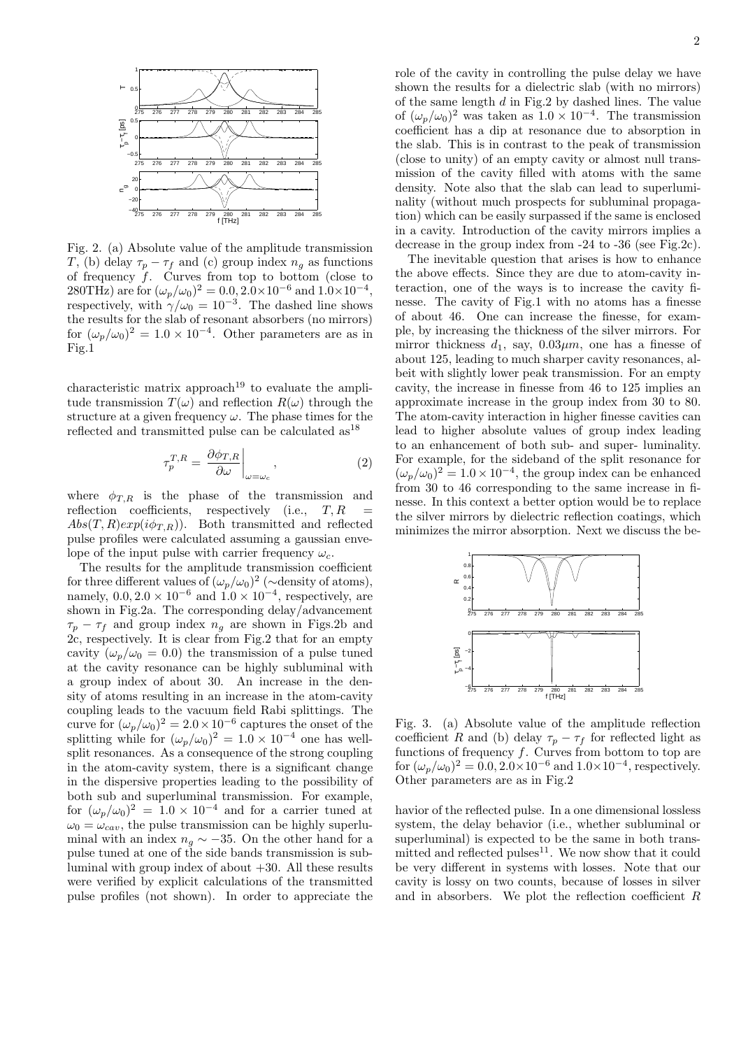Fig. 2. (a) Absolute value of the amplitude transmission $T$, (b) delay $\tau_p - \tau_f$ and (c) group index $n_g$ as functions of frequency $f$. Curves from top to bottom (close to 280THz) are for $(\omega_p/\omega_0)^2 = 0.0, 2.0\times10^{-6}$ and $1.0\times10^{-4}$, respectively, with $\gamma/\omega_0 = 10^{-3}$. The dashed line shows the results for the slab of resonant absorbers (no mirrors) for $(\omega_p/\omega_0)^2 = 1.0 \times 10^{-4}$. Other parameters are as in Fig.1

characteristic matrix approach[19] to evaluate the amplitude transmission $T(\omega)$ and reflection $R(\omega)$ through the structure at a given frequency $\omega$. The phase times for the reflected and transmitted pulse can be calculated as[18]

$$\tau_p^{T,R} = \left.\frac{\partial \phi_{T,R}}{\partial \omega}\right|_{\omega=\omega_c}, \tag{2}$$

where $\phi_{T,R}$ is the phase of the transmission and reflection coefficients, respectively (i.e., $T, R = Abs(T,R)exp(i\phi_{T,R})$). Both transmitted and reflected pulse profiles were calculated assuming a gaussian envelope of the input pulse with carrier frequency $\omega_c$.

The results for the amplitude transmission coefficient for three different values of $(\omega_p/\omega_0)^2$ (∼density of atoms), namely, $0.0, 2.0\times10^{-6}$ and $1.0\times10^{-4}$, respectively, are shown in Fig.2a. The corresponding delay/advancement $\tau_p - \tau_f$ and group index $n_g$ are shown in Figs.2b and 2c, respectively. It is clear from Fig.2 that for an empty cavity ($\omega_p/\omega_0 = 0.0$) the transmission of a pulse tuned at the cavity resonance can be highly subluminal with a group index of about 30. An increase in the density of atoms resulting in an increase in the atom-cavity coupling leads to the vacuum field Rabi splittings. The curve for $(\omega_p/\omega_0)^2 = 2.0\times10^{-6}$ captures the onset of the splitting while for $(\omega_p/\omega_0)^2 = 1.0\times10^{-4}$ one has well-split resonances. As a consequence of the strong coupling in the atom-cavity system, there is a significant change in the dispersive properties leading to the possibility of both sub and superluminal transmission. For example, for $(\omega_p/\omega_0)^2 = 1.0\times10^{-4}$ and for a carrier tuned at $\omega_0 = \omega_{cav}$, the pulse transmission can be highly superluminal with an index $n_g \sim -35$. On the other hand for a pulse tuned at one of the side bands transmission is subluminal with group index of about +30. All these results were verified by explicit calculations of the transmitted pulse profiles (not shown). In order to appreciate the role of the cavity in controlling the pulse delay we have shown the results for a dielectric slab (with no mirrors) of the same length $d$ in Fig.2 by dashed lines. The value of $(\omega_p/\omega_0)^2$ was taken as $1.0\times10^{-4}$. The transmission coefficient has a dip at resonance due to absorption in the slab. This is in contrast to the peak of transmission (close to unity) of an empty cavity or almost null transmission of the cavity filled with atoms with the same density. Note also that the slab can lead to superluminality (without much prospects for subluminal propagation) which can be easily surpassed if the same is enclosed in a cavity. Introduction of the cavity mirrors implies a decrease in the group index from -24 to -36 (see Fig.2c).

The inevitable question that arises is how to enhance the above effects. Since they are due to atom-cavity interaction, one of the ways is to increase the cavity finesse. The cavity of Fig.1 with no atoms has a finesse of about 46. One can increase the finesse, for example, by increasing the thickness of the silver mirrors. For mirror thickness $d_1$, say, $0.03\mu m$, one has a finesse of about 125, leading to much sharper cavity resonances, albeit with slightly lower peak transmission. For an empty cavity, the increase in finesse from 46 to 125 implies an approximate increase in the group index from 30 to 80. The atom-cavity interaction in higher finesse cavities can lead to higher absolute values of group index leading to an enhancement of both sub- and super- luminality. For example, for the sideband of the split resonance for $(\omega_p/\omega_0)^2 = 1.0\times10^{-4}$, the group index can be enhanced from 30 to 46 corresponding to the same increase in finesse. In this context a better option would be to replace the silver mirrors by dielectric reflection coatings, which minimizes the mirror absorption. Next we discuss the behavior of the reflected pulse. In a one dimensional lossless system, the delay behavior (i.e., whether subluminal or superluminal) is expected to be the same in both transmitted and reflected pulses[11]. We now show that it could be very different in systems with losses. Note that our cavity is lossy on two counts, because of losses in silver and in absorbers. We plot the reflection coefficient $R$

Fig. 3. (a) Absolute value of the amplitude reflection coefficient $R$ and (b) delay $\tau_p - \tau_f$ for reflected light as functions of frequency $f$. Curves from bottom to top are for $(\omega_p/\omega_0)^2 = 0.0, 2.0\times10^{-6}$ and $1.0\times10^{-4}$, respectively. Other parameters are as in Fig.2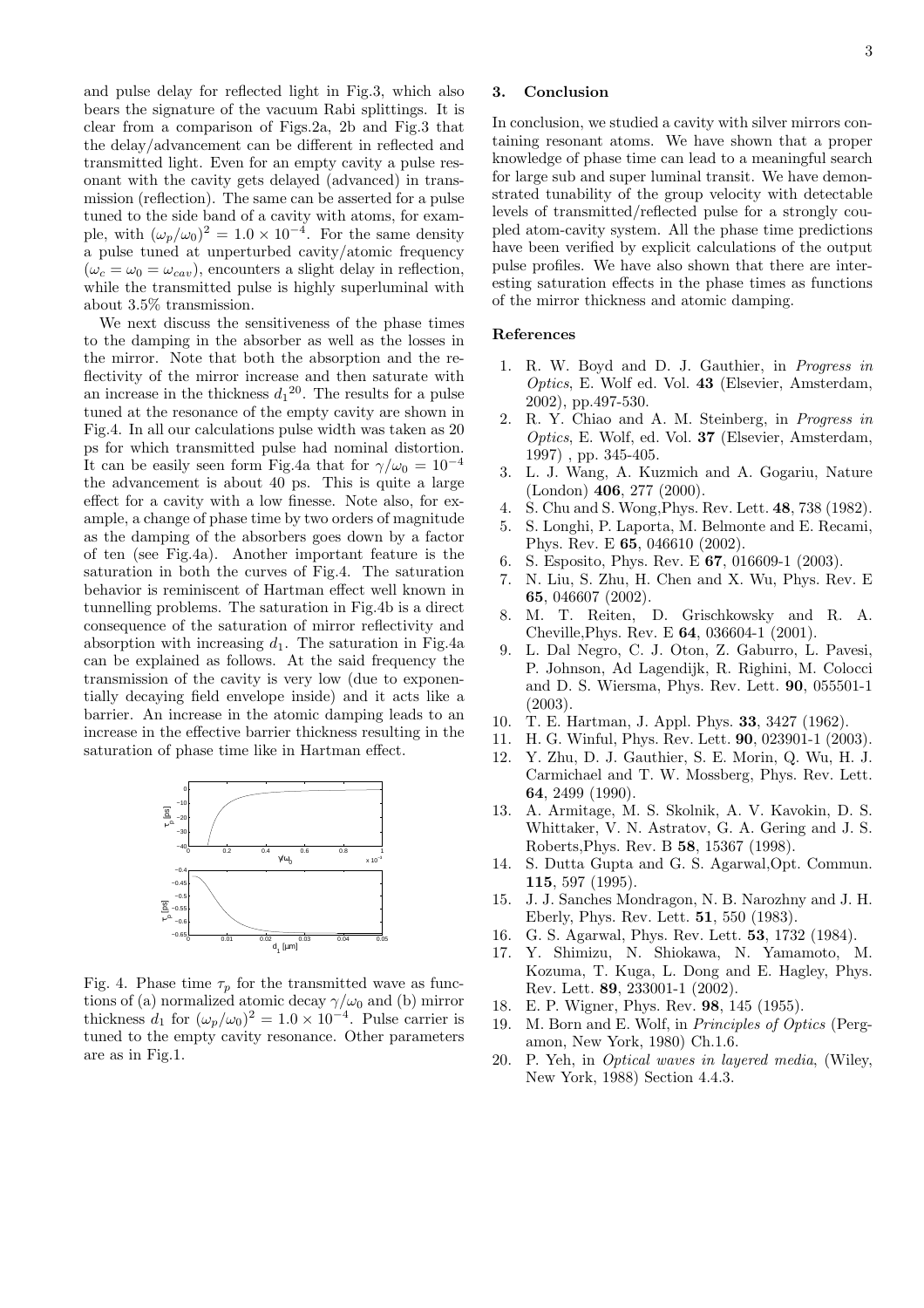and pulse delay for reflected light in Fig.3, which also bears the signature of the vacuum Rabi splittings. It is clear from a comparison of Figs.2a, 2b and Fig.3 that the delay/advancement can be different in reflected and transmitted light. Even for an empty cavity a pulse resonant with the cavity gets delayed (advanced) in transmission (reflection). The same can be asserted for a pulse tuned to the side band of a cavity with atoms, for example, with $(\omega_p/\omega_0)^2 = 1.0 \times 10^{-4}$. For the same density a pulse tuned at unperturbed cavity/atomic frequency ($\omega_c = \omega_0 = \omega_{cav}$), encounters a slight delay in reflection, while the transmitted pulse is highly superluminal with about 3.5% transmission.

We next discuss the sensitiveness of the phase times to the damping in the absorber as well as the losses in the mirror. Note that both the absorption and the reflectivity of the mirror increase and then saturate with an increase in the thickness $d_1$[20]. The results for a pulse tuned at the resonance of the empty cavity are shown in Fig.4. In all our calculations pulse width was taken as 20 ps for which transmitted pulse had nominal distortion. It can be easily seen form Fig.4a that for $\gamma/\omega_0 = 10^{-4}$ the advancement is about 40 ps. This is quite a large effect for a cavity with a low finesse. Note also, for example, a change of phase time by two orders of magnitude as the damping of the absorbers goes down by a factor of ten (see Fig.4a). Another important feature is the saturation in both the curves of Fig.4. The saturation behavior is reminiscent of Hartman effect well known in tunnelling problems. The saturation in Fig.4b is a direct consequence of the saturation of mirror reflectivity and absorption with increasing $d_1$. The saturation in Fig.4a can be explained as follows. At the said frequency the transmission of the cavity is very low (due to exponentially decaying field envelope inside) and it acts like a barrier. An increase in the atomic damping leads to an increase in the effective barrier thickness resulting in the saturation of phase time like in Hartman effect.

$\tau_p$ [ps]
0
−10
−20
−30
−40
0 0.2 0.4 0.6 0.8 1
$\gamma/\omega_0$
x 10$^{-3}$

$\tau_p$ [ps]
−0.4
−0.45
−0.5
−0.55
−0.6
−0.65
0 0.01 0.02 0.03 0.04 0.05
$d_1$ [μm]

Fig. 4. Phase time $\tau_p$ for the transmitted wave as functions of (a) normalized atomic decay $\gamma/\omega_0$ and (b) mirror thickness $d_1$ for $(\omega_p/\omega_0)^2 = 1.0 \times 10^{-4}$. Pulse carrier is tuned to the empty cavity resonance. Other parameters are as in Fig.1.

## 3. Conclusion

In conclusion, we studied a cavity with silver mirrors containing resonant atoms. We have shown that a proper knowledge of phase time can lead to a meaningful search for large sub and super luminal transit. We have demonstrated tunability of the group velocity with detectable levels of transmitted/reflected pulse for a strongly coupled atom-cavity system. All the phase time predictions have been verified by explicit calculations of the output pulse profiles. We have also shown that there are interesting saturation effects in the phase times as functions of the mirror thickness and atomic damping.

## References

1. R. W. Boyd and D. J. Gauthier, in *Progress in Optics*, E. Wolf ed. Vol. **43** (Elsevier, Amsterdam, 2002), pp.497-530.
2. R. Y. Chiao and A. M. Steinberg, in *Progress in Optics*, E. Wolf, ed. Vol. **37** (Elsevier, Amsterdam, 1997) , pp. 345-405.
3. L. J. Wang, A. Kuzmich and A. Gogariu, Nature (London) **406**, 277 (2000).
4. S. Chu and S. Wong,Phys. Rev. Lett. **48**, 738 (1982).
5. S. Longhi, P. Laporta, M. Belmonte and E. Recami, Phys. Rev. E **65**, 046610 (2002).
6. S. Esposito, Phys. Rev. E **67**, 016609-1 (2003).
7. N. Liu, S. Zhu, H. Chen and X. Wu, Phys. Rev. E **65**, 046607 (2002).
8. M. T. Reiten, D. Grischkowsky and R. A. Cheville,Phys. Rev. E **64**, 036604-1 (2001).
9. L. Dal Negro, C. J. Oton, Z. Gaburro, L. Pavesi, P. Johnson, Ad Lagendijk, R. Righini, M. Colocci and D. S. Wiersma, Phys. Rev. Lett. **90**, 055501-1 (2003).
10. T. E. Hartman, J. Appl. Phys. **33**, 3427 (1962).
11. H. G. Winful, Phys. Rev. Lett. **90**, 023901-1 (2003).
12. Y. Zhu, D. J. Gauthier, S. E. Morin, Q. Wu, H. J. Carmichael and T. W. Mossberg, Phys. Rev. Lett. **64**, 2499 (1990).
13. A. Armitage, M. S. Skolnik, A. V. Kavokin, D. S. Whittaker, V. N. Astratov, G. A. Gering and J. S. Roberts,Phys. Rev. B **58**, 15367 (1998).
14. S. Dutta Gupta and G. S. Agarwal,Opt. Commun. **115**, 597 (1995).
15. J. J. Sanches Mondragon, N. B. Narozhny and J. H. Eberly, Phys. Rev. Lett. **51**, 550 (1983).
16. G. S. Agarwal, Phys. Rev. Lett. **53**, 1732 (1984).
17. Y. Shimizu, N. Shiokawa, N. Yamamoto, M. Kozuma, T. Kuga, L. Dong and E. Hagley, Phys. Rev. Lett. **89**, 233001-1 (2002).
18. E. P. Wigner, Phys. Rev. **98**, 145 (1955).
19. M. Born and E. Wolf, in *Principles of Optics* (Pergamon, New York, 1980) Ch.1.6.
20. P. Yeh, in *Optical waves in layered media*, (Wiley, New York, 1988) Section 4.4.3.